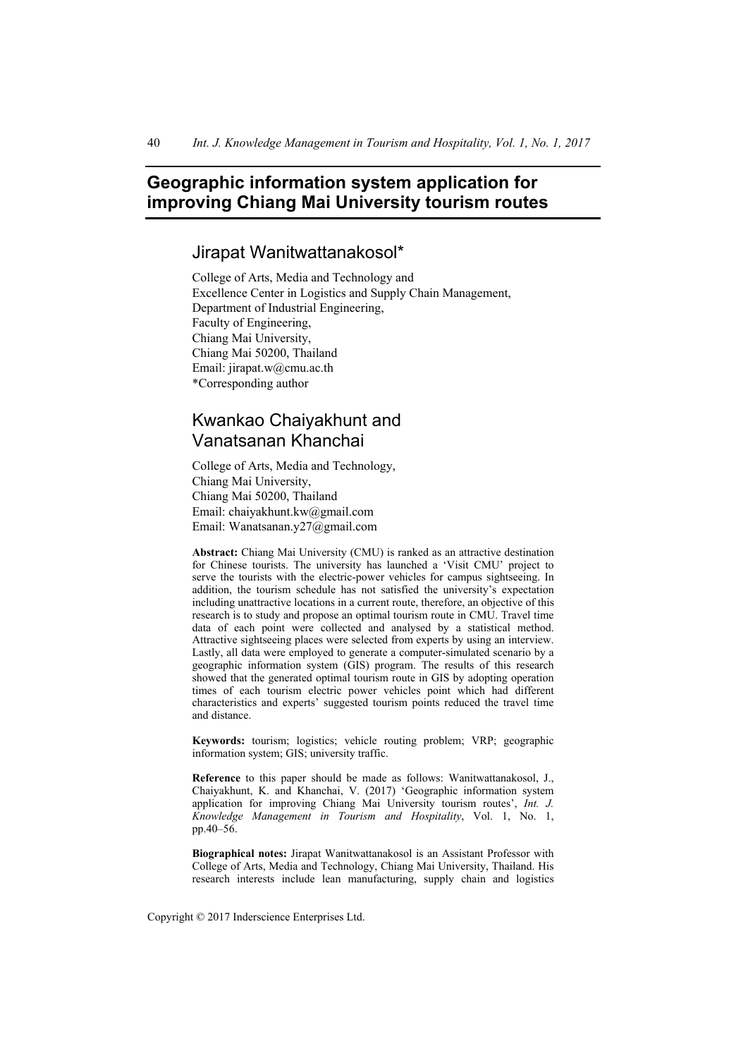# Geographic information system application for improving Chiang Mai University tourism routes

## Jirapat Wanitwattanakosol*

College of Arts, Media and Technology and
Excellence Center in Logistics and Supply Chain Management,
Department of Industrial Engineering,
Faculty of Engineering,
Chiang Mai University,
Chiang Mai 50200, Thailand
Email: jirapat.w@cmu.ac.th
*Corresponding author

## Kwankao Chaiyakhunt and Vanatsanan Khanchai

College of Arts, Media and Technology,
Chiang Mai University,
Chiang Mai 50200, Thailand
Email: chaiyakhunt.kw@gmail.com
Email: Wanatsanan.y27@gmail.com

**Abstract:** Chiang Mai University (CMU) is ranked as an attractive destination for Chinese tourists. The university has launched a 'Visit CMU' project to serve the tourists with the electric-power vehicles for campus sightseeing. In addition, the tourism schedule has not satisfied the university's expectation including unattractive locations in a current route, therefore, an objective of this research is to study and propose an optimal tourism route in CMU. Travel time data of each point were collected and analysed by a statistical method. Attractive sightseeing places were selected from experts by using an interview. Lastly, all data were employed to generate a computer-simulated scenario by a geographic information system (GIS) program. The results of this research showed that the generated optimal tourism route in GIS by adopting operation times of each tourism electric power vehicles point which had different characteristics and experts' suggested tourism points reduced the travel time and distance.

**Keywords:** tourism; logistics; vehicle routing problem; VRP; geographic information system; GIS; university traffic.

**Reference** to this paper should be made as follows: Wanitwattanakosol, J., Chaiyakhunt, K. and Khanchai, V. (2017) 'Geographic information system application for improving Chiang Mai University tourism routes', *Int. J. Knowledge Management in Tourism and Hospitality*, Vol. 1, No. 1, pp.40–56.

**Biographical notes:** Jirapat Wanitwattanakosol is an Assistant Professor with College of Arts, Media and Technology, Chiang Mai University, Thailand. His research interests include lean manufacturing, supply chain and logistics

Copyright © 2017 Inderscience Enterprises Ltd.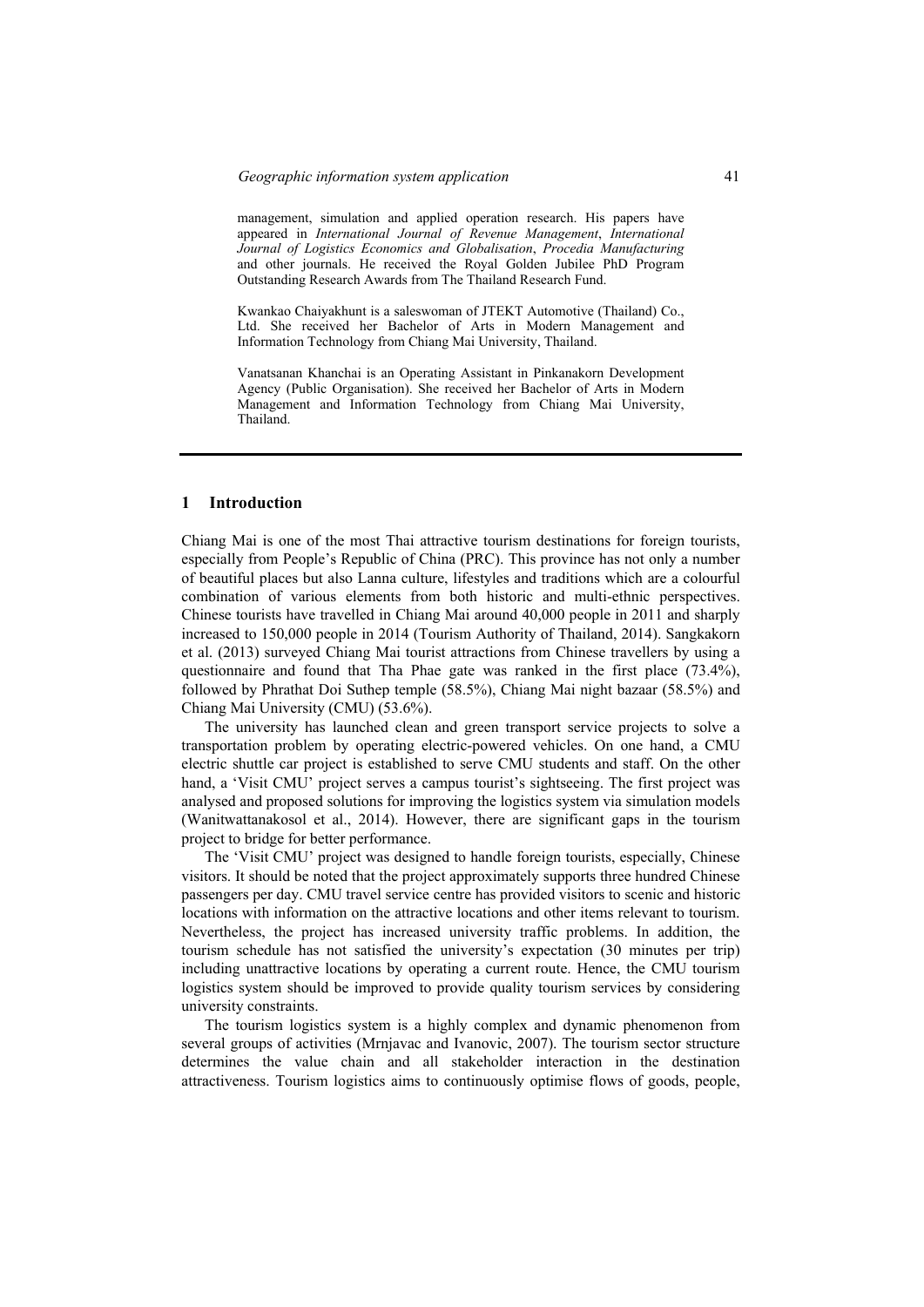management, simulation and applied operation research. His papers have appeared in *International Journal of Revenue Management*, *International Journal of Logistics Economics and Globalisation*, *Procedia Manufacturing* and other journals. He received the Royal Golden Jubilee PhD Program Outstanding Research Awards from The Thailand Research Fund.

Kwankao Chaiyakhunt is a saleswoman of JTEKT Automotive (Thailand) Co., Ltd. She received her Bachelor of Arts in Modern Management and Information Technology from Chiang Mai University, Thailand.

Vanatsanan Khanchai is an Operating Assistant in Pinkanakorn Development Agency (Public Organisation). She received her Bachelor of Arts in Modern Management and Information Technology from Chiang Mai University, Thailand.

## 1 Introduction

Chiang Mai is one of the most Thai attractive tourism destinations for foreign tourists, especially from People's Republic of China (PRC). This province has not only a number of beautiful places but also Lanna culture, lifestyles and traditions which are a colourful combination of various elements from both historic and multi-ethnic perspectives. Chinese tourists have travelled in Chiang Mai around 40,000 people in 2011 and sharply increased to 150,000 people in 2014 (Tourism Authority of Thailand, 2014). Sangkakorn et al. (2013) surveyed Chiang Mai tourist attractions from Chinese travellers by using a questionnaire and found that Tha Phae gate was ranked in the first place (73.4%), followed by Phrathat Doi Suthep temple (58.5%), Chiang Mai night bazaar (58.5%) and Chiang Mai University (CMU) (53.6%).

The university has launched clean and green transport service projects to solve a transportation problem by operating electric-powered vehicles. On one hand, a CMU electric shuttle car project is established to serve CMU students and staff. On the other hand, a 'Visit CMU' project serves a campus tourist's sightseeing. The first project was analysed and proposed solutions for improving the logistics system via simulation models (Wanitwattanakosol et al., 2014). However, there are significant gaps in the tourism project to bridge for better performance.

The 'Visit CMU' project was designed to handle foreign tourists, especially, Chinese visitors. It should be noted that the project approximately supports three hundred Chinese passengers per day. CMU travel service centre has provided visitors to scenic and historic locations with information on the attractive locations and other items relevant to tourism. Nevertheless, the project has increased university traffic problems. In addition, the tourism schedule has not satisfied the university's expectation (30 minutes per trip) including unattractive locations by operating a current route. Hence, the CMU tourism logistics system should be improved to provide quality tourism services by considering university constraints.

The tourism logistics system is a highly complex and dynamic phenomenon from several groups of activities (Mrnjavac and Ivanovic, 2007). The tourism sector structure determines the value chain and all stakeholder interaction in the destination attractiveness. Tourism logistics aims to continuously optimise flows of goods, people,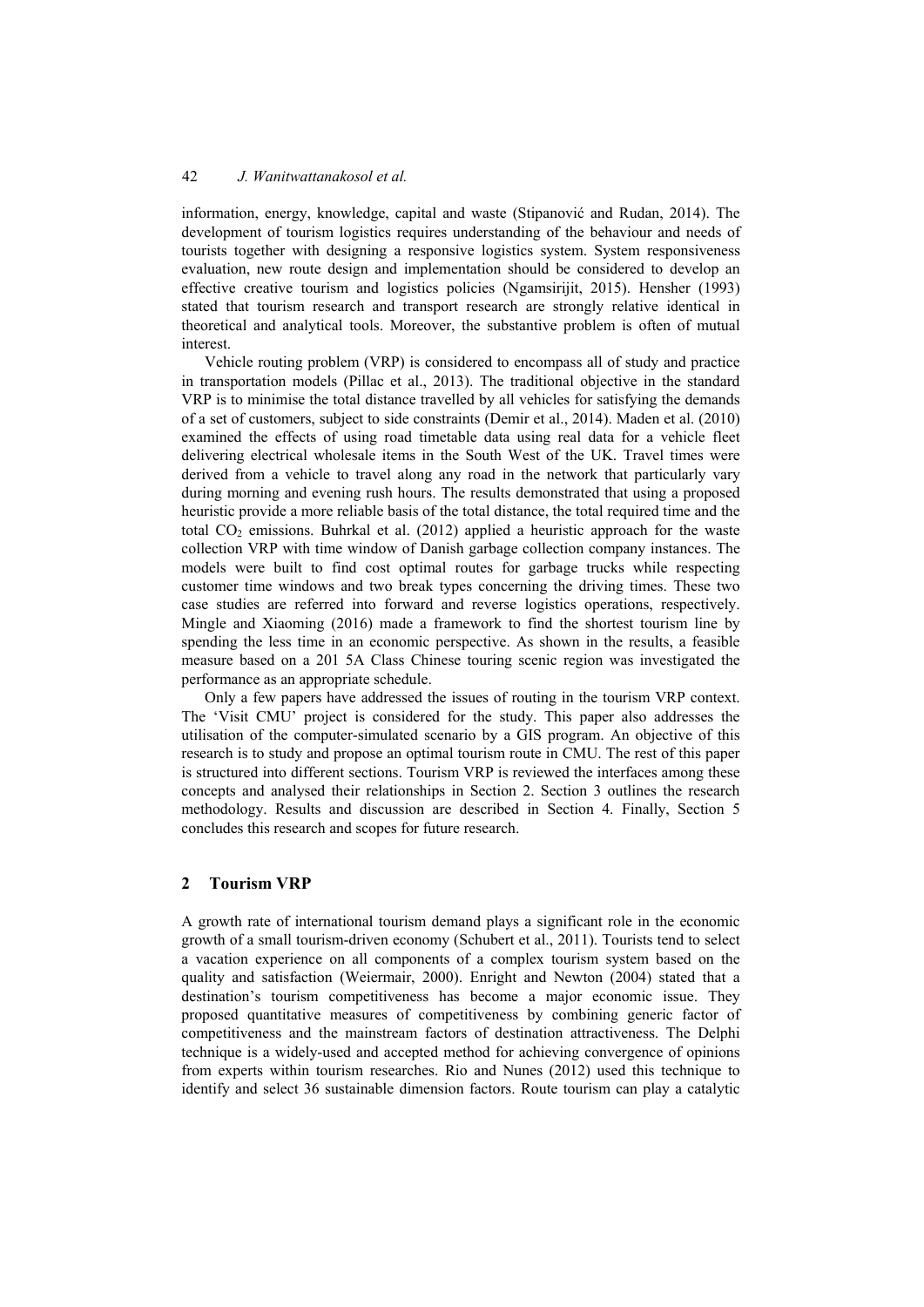information, energy, knowledge, capital and waste (Stipanović and Rudan, 2014). The development of tourism logistics requires understanding of the behaviour and needs of tourists together with designing a responsive logistics system. System responsiveness evaluation, new route design and implementation should be considered to develop an effective creative tourism and logistics policies (Ngamsirijit, 2015). Hensher (1993) stated that tourism research and transport research are strongly relative identical in theoretical and analytical tools. Moreover, the substantive problem is often of mutual interest.

Vehicle routing problem (VRP) is considered to encompass all of study and practice in transportation models (Pillac et al., 2013). The traditional objective in the standard VRP is to minimise the total distance travelled by all vehicles for satisfying the demands of a set of customers, subject to side constraints (Demir et al., 2014). Maden et al. (2010) examined the effects of using road timetable data using real data for a vehicle fleet delivering electrical wholesale items in the South West of the UK. Travel times were derived from a vehicle to travel along any road in the network that particularly vary during morning and evening rush hours. The results demonstrated that using a proposed heuristic provide a more reliable basis of the total distance, the total required time and the total $CO_2$ emissions. Buhrkal et al. (2012) applied a heuristic approach for the waste collection VRP with time window of Danish garbage collection company instances. The models were built to find cost optimal routes for garbage trucks while respecting customer time windows and two break types concerning the driving times. These two case studies are referred into forward and reverse logistics operations, respectively. Mingle and Xiaoming (2016) made a framework to find the shortest tourism line by spending the less time in an economic perspective. As shown in the results, a feasible measure based on a 201 5A Class Chinese touring scenic region was investigated the performance as an appropriate schedule.

Only a few papers have addressed the issues of routing in the tourism VRP context. The 'Visit CMU' project is considered for the study. This paper also addresses the utilisation of the computer-simulated scenario by a GIS program. An objective of this research is to study and propose an optimal tourism route in CMU. The rest of this paper is structured into different sections. Tourism VRP is reviewed the interfaces among these concepts and analysed their relationships in Section 2. Section 3 outlines the research methodology. Results and discussion are described in Section 4. Finally, Section 5 concludes this research and scopes for future research.

## 2 Tourism VRP

A growth rate of international tourism demand plays a significant role in the economic growth of a small tourism-driven economy (Schubert et al., 2011). Tourists tend to select a vacation experience on all components of a complex tourism system based on the quality and satisfaction (Weiermair, 2000). Enright and Newton (2004) stated that a destination's tourism competitiveness has become a major economic issue. They proposed quantitative measures of competitiveness by combining generic factor of competitiveness and the mainstream factors of destination attractiveness. The Delphi technique is a widely-used and accepted method for achieving convergence of opinions from experts within tourism researches. Rio and Nunes (2012) used this technique to identify and select 36 sustainable dimension factors. Route tourism can play a catalytic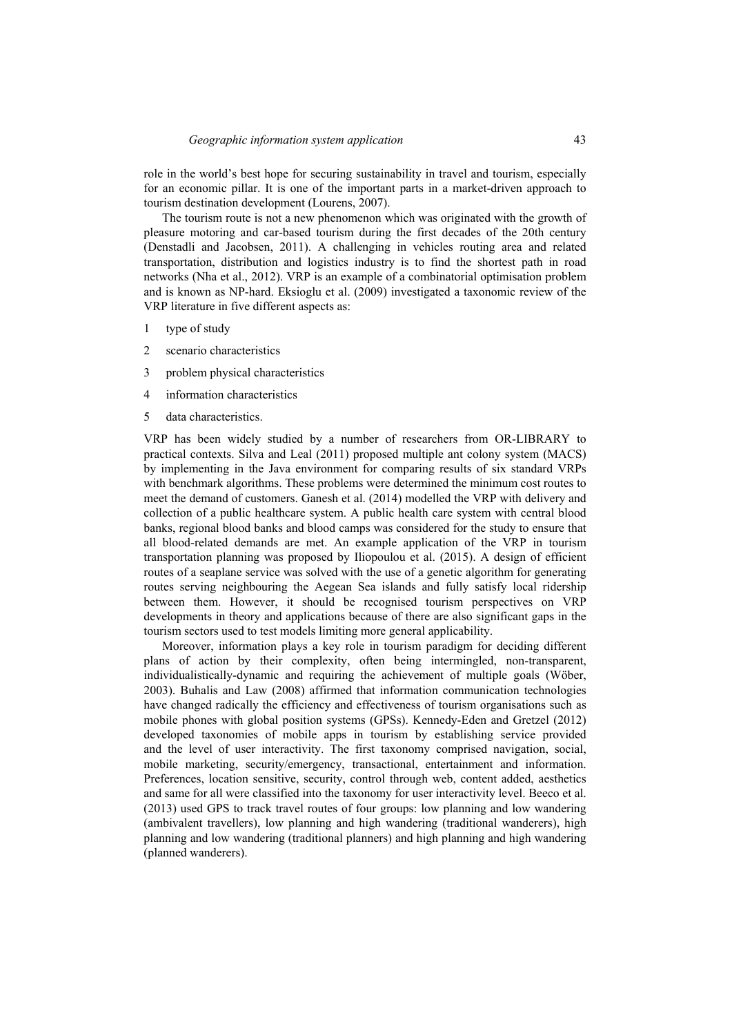role in the world's best hope for securing sustainability in travel and tourism, especially for an economic pillar. It is one of the important parts in a market-driven approach to tourism destination development (Lourens, 2007).

The tourism route is not a new phenomenon which was originated with the growth of pleasure motoring and car-based tourism during the first decades of the 20th century (Denstadli and Jacobsen, 2011). A challenging in vehicles routing area and related transportation, distribution and logistics industry is to find the shortest path in road networks (Nha et al., 2012). VRP is an example of a combinatorial optimisation problem and is known as NP-hard. Eksioglu et al. (2009) investigated a taxonomic review of the VRP literature in five different aspects as:

1 type of study
2 scenario characteristics
3 problem physical characteristics
4 information characteristics
5 data characteristics.

VRP has been widely studied by a number of researchers from OR-LIBRARY to practical contexts. Silva and Leal (2011) proposed multiple ant colony system (MACS) by implementing in the Java environment for comparing results of six standard VRPs with benchmark algorithms. These problems were determined the minimum cost routes to meet the demand of customers. Ganesh et al. (2014) modelled the VRP with delivery and collection of a public healthcare system. A public health care system with central blood banks, regional blood banks and blood camps was considered for the study to ensure that all blood-related demands are met. An example application of the VRP in tourism transportation planning was proposed by Iliopoulou et al. (2015). A design of efficient routes of a seaplane service was solved with the use of a genetic algorithm for generating routes serving neighbouring the Aegean Sea islands and fully satisfy local ridership between them. However, it should be recognised tourism perspectives on VRP developments in theory and applications because of there are also significant gaps in the tourism sectors used to test models limiting more general applicability.

Moreover, information plays a key role in tourism paradigm for deciding different plans of action by their complexity, often being intermingled, non-transparent, individualistically-dynamic and requiring the achievement of multiple goals (Wöber, 2003). Buhalis and Law (2008) affirmed that information communication technologies have changed radically the efficiency and effectiveness of tourism organisations such as mobile phones with global position systems (GPSs). Kennedy-Eden and Gretzel (2012) developed taxonomies of mobile apps in tourism by establishing service provided and the level of user interactivity. The first taxonomy comprised navigation, social, mobile marketing, security/emergency, transactional, entertainment and information. Preferences, location sensitive, security, control through web, content added, aesthetics and same for all were classified into the taxonomy for user interactivity level. Beeco et al. (2013) used GPS to track travel routes of four groups: low planning and low wandering (ambivalent travellers), low planning and high wandering (traditional wanderers), high planning and low wandering (traditional planners) and high planning and high wandering (planned wanderers).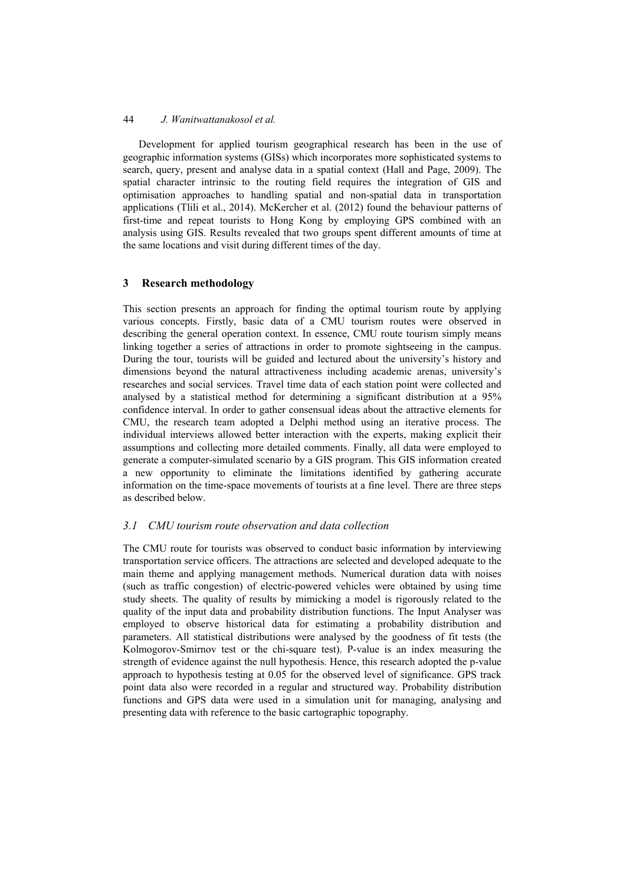Development for applied tourism geographical research has been in the use of geographic information systems (GISs) which incorporates more sophisticated systems to search, query, present and analyse data in a spatial context (Hall and Page, 2009). The spatial character intrinsic to the routing field requires the integration of GIS and optimisation approaches to handling spatial and non-spatial data in transportation applications (Tlili et al., 2014). McKercher et al. (2012) found the behaviour patterns of first-time and repeat tourists to Hong Kong by employing GPS combined with an analysis using GIS. Results revealed that two groups spent different amounts of time at the same locations and visit during different times of the day.

## 3 Research methodology

This section presents an approach for finding the optimal tourism route by applying various concepts. Firstly, basic data of a CMU tourism routes were observed in describing the general operation context. In essence, CMU route tourism simply means linking together a series of attractions in order to promote sightseeing in the campus. During the tour, tourists will be guided and lectured about the university's history and dimensions beyond the natural attractiveness including academic arenas, university's researches and social services. Travel time data of each station point were collected and analysed by a statistical method for determining a significant distribution at a 95% confidence interval. In order to gather consensual ideas about the attractive elements for CMU, the research team adopted a Delphi method using an iterative process. The individual interviews allowed better interaction with the experts, making explicit their assumptions and collecting more detailed comments. Finally, all data were employed to generate a computer-simulated scenario by a GIS program. This GIS information created a new opportunity to eliminate the limitations identified by gathering accurate information on the time-space movements of tourists at a fine level. There are three steps as described below.

### *3.1 CMU tourism route observation and data collection*

The CMU route for tourists was observed to conduct basic information by interviewing transportation service officers. The attractions are selected and developed adequate to the main theme and applying management methods. Numerical duration data with noises (such as traffic congestion) of electric-powered vehicles were obtained by using time study sheets. The quality of results by mimicking a model is rigorously related to the quality of the input data and probability distribution functions. The Input Analyser was employed to observe historical data for estimating a probability distribution and parameters. All statistical distributions were analysed by the goodness of fit tests (the Kolmogorov-Smirnov test or the chi-square test). P-value is an index measuring the strength of evidence against the null hypothesis. Hence, this research adopted the p-value approach to hypothesis testing at 0.05 for the observed level of significance. GPS track point data also were recorded in a regular and structured way. Probability distribution functions and GPS data were used in a simulation unit for managing, analysing and presenting data with reference to the basic cartographic topography.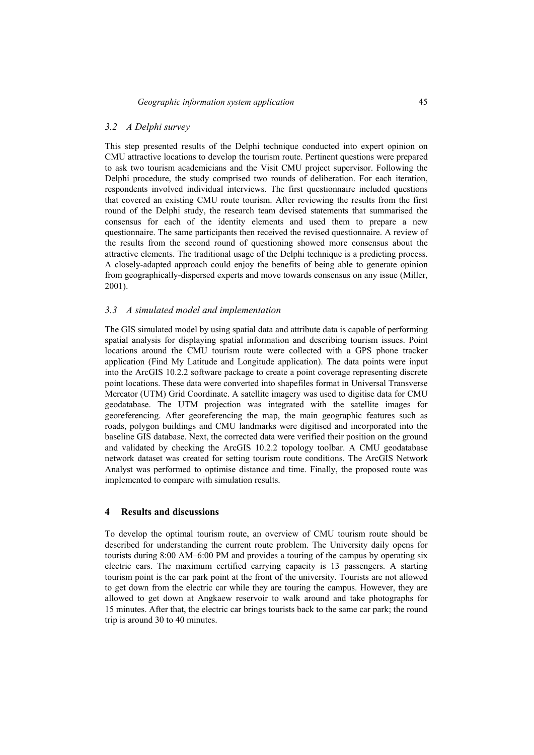### *3.2 A Delphi survey*

This step presented results of the Delphi technique conducted into expert opinion on CMU attractive locations to develop the tourism route. Pertinent questions were prepared to ask two tourism academicians and the Visit CMU project supervisor. Following the Delphi procedure, the study comprised two rounds of deliberation. For each iteration, respondents involved individual interviews. The first questionnaire included questions that covered an existing CMU route tourism. After reviewing the results from the first round of the Delphi study, the research team devised statements that summarised the consensus for each of the identity elements and used them to prepare a new questionnaire. The same participants then received the revised questionnaire. A review of the results from the second round of questioning showed more consensus about the attractive elements. The traditional usage of the Delphi technique is a predicting process. A closely-adapted approach could enjoy the benefits of being able to generate opinion from geographically-dispersed experts and move towards consensus on any issue (Miller, 2001).

### *3.3 A simulated model and implementation*

The GIS simulated model by using spatial data and attribute data is capable of performing spatial analysis for displaying spatial information and describing tourism issues. Point locations around the CMU tourism route were collected with a GPS phone tracker application (Find My Latitude and Longitude application). The data points were input into the ArcGIS 10.2.2 software package to create a point coverage representing discrete point locations. These data were converted into shapefiles format in Universal Transverse Mercator (UTM) Grid Coordinate. A satellite imagery was used to digitise data for CMU geodatabase. The UTM projection was integrated with the satellite images for georeferencing. After georeferencing the map, the main geographic features such as roads, polygon buildings and CMU landmarks were digitised and incorporated into the baseline GIS database. Next, the corrected data were verified their position on the ground and validated by checking the ArcGIS 10.2.2 topology toolbar. A CMU geodatabase network dataset was created for setting tourism route conditions. The ArcGIS Network Analyst was performed to optimise distance and time. Finally, the proposed route was implemented to compare with simulation results.

## 4 Results and discussions

To develop the optimal tourism route, an overview of CMU tourism route should be described for understanding the current route problem. The University daily opens for tourists during 8:00 AM–6:00 PM and provides a touring of the campus by operating six electric cars. The maximum certified carrying capacity is 13 passengers. A starting tourism point is the car park point at the front of the university. Tourists are not allowed to get down from the electric car while they are touring the campus. However, they are allowed to get down at Angkaew reservoir to walk around and take photographs for 15 minutes. After that, the electric car brings tourists back to the same car park; the round trip is around 30 to 40 minutes.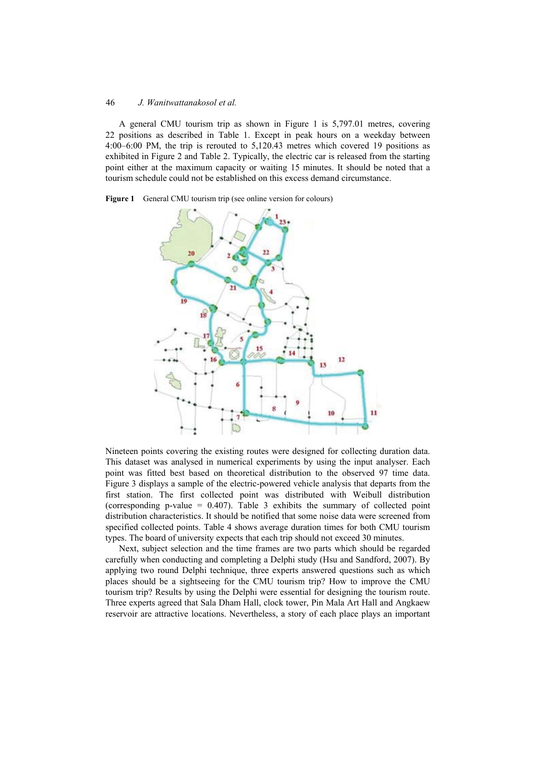A general CMU tourism trip as shown in Figure 1 is 5,797.01 metres, covering 22 positions as described in Table 1. Except in peak hours on a weekday between 4:00–6:00 PM, the trip is rerouted to 5,120.43 metres which covered 19 positions as exhibited in Figure 2 and Table 2. Typically, the electric car is released from the starting point either at the maximum capacity or waiting 15 minutes. It should be noted that a tourism schedule could not be established on this excess demand circumstance.

**Figure 1** General CMU tourism trip (see online version for colours)

Nineteen points covering the existing routes were designed for collecting duration data. This dataset was analysed in numerical experiments by using the input analyser. Each point was fitted best based on theoretical distribution to the observed 97 time data. Figure 3 displays a sample of the electric-powered vehicle analysis that departs from the first station. The first collected point was distributed with Weibull distribution (corresponding p-value = 0.407). Table 3 exhibits the summary of collected point distribution characteristics. It should be notified that some noise data were screened from specified collected points. Table 4 shows average duration times for both CMU tourism types. The board of university expects that each trip should not exceed 30 minutes.

Next, subject selection and the time frames are two parts which should be regarded carefully when conducting and completing a Delphi study (Hsu and Sandford, 2007). By applying two round Delphi technique, three experts answered questions such as which places should be a sightseeing for the CMU tourism trip? How to improve the CMU tourism trip? Results by using the Delphi were essential for designing the tourism route. Three experts agreed that Sala Dham Hall, clock tower, Pin Mala Art Hall and Angkaew reservoir are attractive locations. Nevertheless, a story of each place plays an important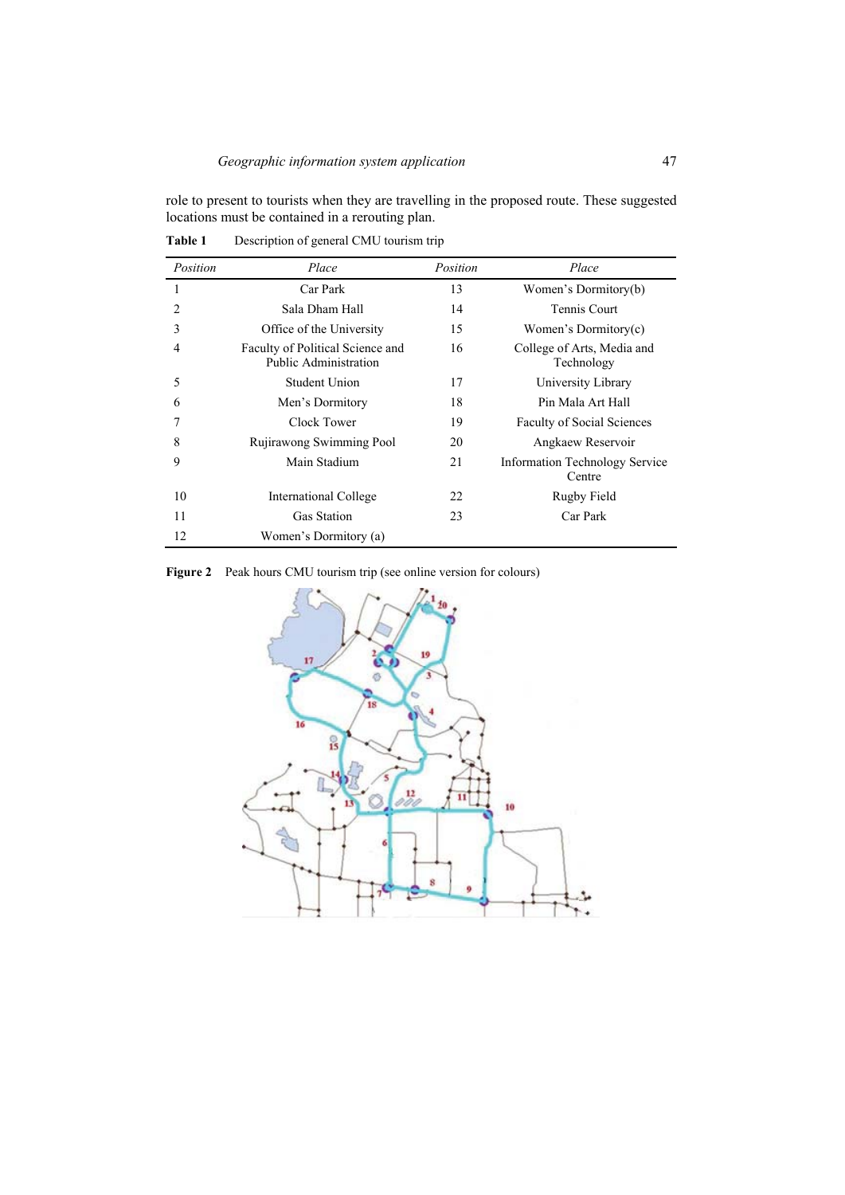role to present to tourists when they are travelling in the proposed route. These suggested locations must be contained in a rerouting plan.

**Table 1** Description of general CMU tourism trip

| *Position* | *Place* | *Position* | *Place* |
|---|---|---|---|
| 1 | Car Park | 13 | Women's Dormitory(b) |
| 2 | Sala Dham Hall | 14 | Tennis Court |
| 3 | Office of the University | 15 | Women's Dormitory(c) |
| 4 | Faculty of Political Science and Public Administration | 16 | College of Arts, Media and Technology |
| 5 | Student Union | 17 | University Library |
| 6 | Men's Dormitory | 18 | Pin Mala Art Hall |
| 7 | Clock Tower | 19 | Faculty of Social Sciences |
| 8 | Rujirawong Swimming Pool | 20 | Angkaew Reservoir |
| 9 | Main Stadium | 21 | Information Technology Service Centre |
| 10 | International College | 22 | Rugby Field |
| 11 | Gas Station | 23 | Car Park |
| 12 | Women's Dormitory (a) | | |

**Figure 2** Peak hours CMU tourism trip (see online version for colours)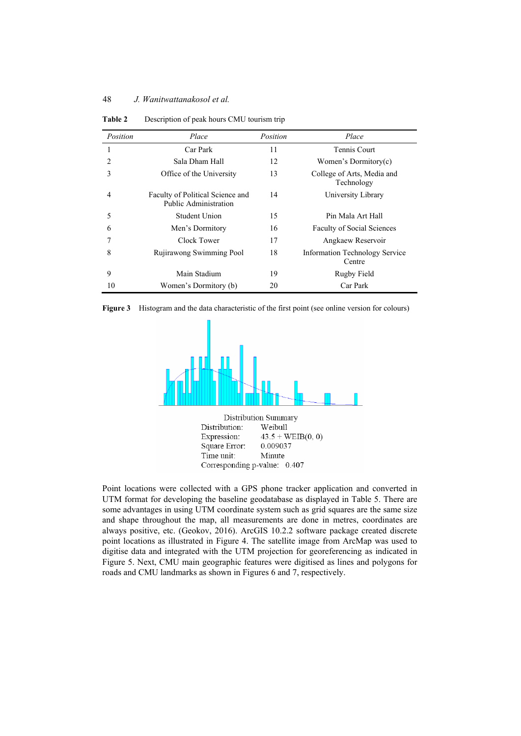**Table 2** Description of peak hours CMU tourism trip

| *Position* | *Place* | *Position* | *Place* |
|---|---|---|---|
| 1 | Car Park | 11 | Tennis Court |
| 2 | Sala Dham Hall | 12 | Women's Dormitory(c) |
| 3 | Office of the University | 13 | College of Arts, Media and Technology |
| 4 | Faculty of Political Science and Public Administration | 14 | University Library |
| 5 | Student Union | 15 | Pin Mala Art Hall |
| 6 | Men's Dormitory | 16 | Faculty of Social Sciences |
| 7 | Clock Tower | 17 | Angkaew Reservoir |
| 8 | Rujirawong Swimming Pool | 18 | Information Technology Service Centre |
| 9 | Main Stadium | 19 | Rugby Field |
| 10 | Women's Dormitory (b) | 20 | Car Park |

**Figure 3** Histogram and the data characteristic of the first point (see online version for colours)

Distribution Summary
Distribution: Weibull
Expression: 43.5 + WEIB(0, 0)
Square Error: 0.009037
Time unit: Minute
Corresponding p-value: 0.407

Point locations were collected with a GPS phone tracker application and converted in UTM format for developing the baseline geodatabase as displayed in Table 5. There are some advantages in using UTM coordinate system such as grid squares are the same size and shape throughout the map, all measurements are done in metres, coordinates are always positive, etc. (Geokov, 2016). ArcGIS 10.2.2 software package created discrete point locations as illustrated in Figure 4. The satellite image from ArcMap was used to digitise data and integrated with the UTM projection for georeferencing as indicated in Figure 5. Next, CMU main geographic features were digitised as lines and polygons for roads and CMU landmarks as shown in Figures 6 and 7, respectively.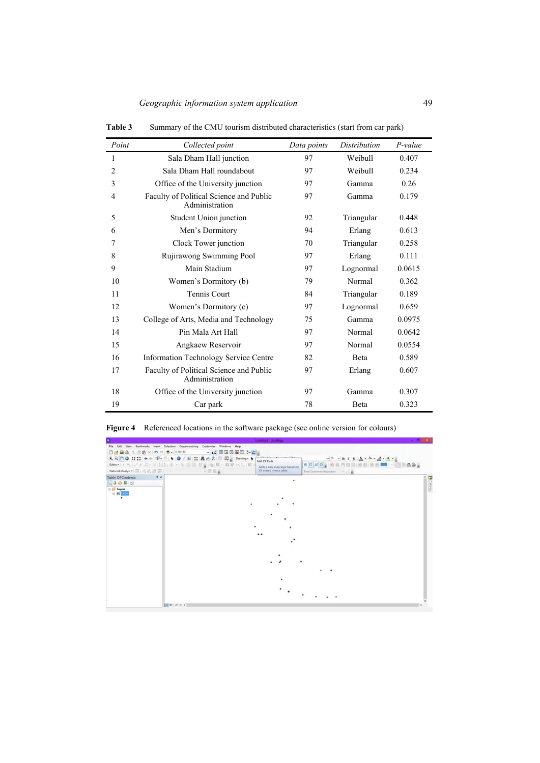**Table 3** Summary of the CMU tourism distributed characteristics (start from car park)

| *Point* | *Collected point* | *Data points* | *Distribution* | *P-value* |
|---|---|---|---|---|
| 1 | Sala Dham Hall junction | 97 | Weibull | 0.407 |
| 2 | Sala Dham Hall roundabout | 97 | Weibull | 0.234 |
| 3 | Office of the University junction | 97 | Gamma | 0.26 |
| 4 | Faculty of Political Science and Public Administration | 97 | Gamma | 0.179 |
| 5 | Student Union junction | 92 | Triangular | 0.448 |
| 6 | Men's Dormitory | 94 | Erlang | 0.613 |
| 7 | Clock Tower junction | 70 | Triangular | 0.258 |
| 8 | Rujirawong Swimming Pool | 97 | Erlang | 0.111 |
| 9 | Main Stadium | 97 | Lognormal | 0.0615 |
| 10 | Women's Dormitory (b) | 79 | Normal | 0.362 |
| 11 | Tennis Court | 84 | Triangular | 0.189 |
| 12 | Women's Dormitory (c) | 97 | Lognormal | 0.659 |
| 13 | College of Arts, Media and Technology | 75 | Gamma | 0.0975 |
| 14 | Pin Mala Art Hall | 97 | Normal | 0.0642 |
| 15 | Angkaew Reservoir | 97 | Normal | 0.0554 |
| 16 | Information Technology Service Centre | 82 | Beta | 0.589 |
| 17 | Faculty of Political Science and Public Administration | 97 | Erlang | 0.607 |
| 18 | Office of the University junction | 97 | Gamma | 0.307 |
| 19 | Car park | 78 | Beta | 0.323 |

**Figure 4** Referenced locations in the software package (see online version for colours)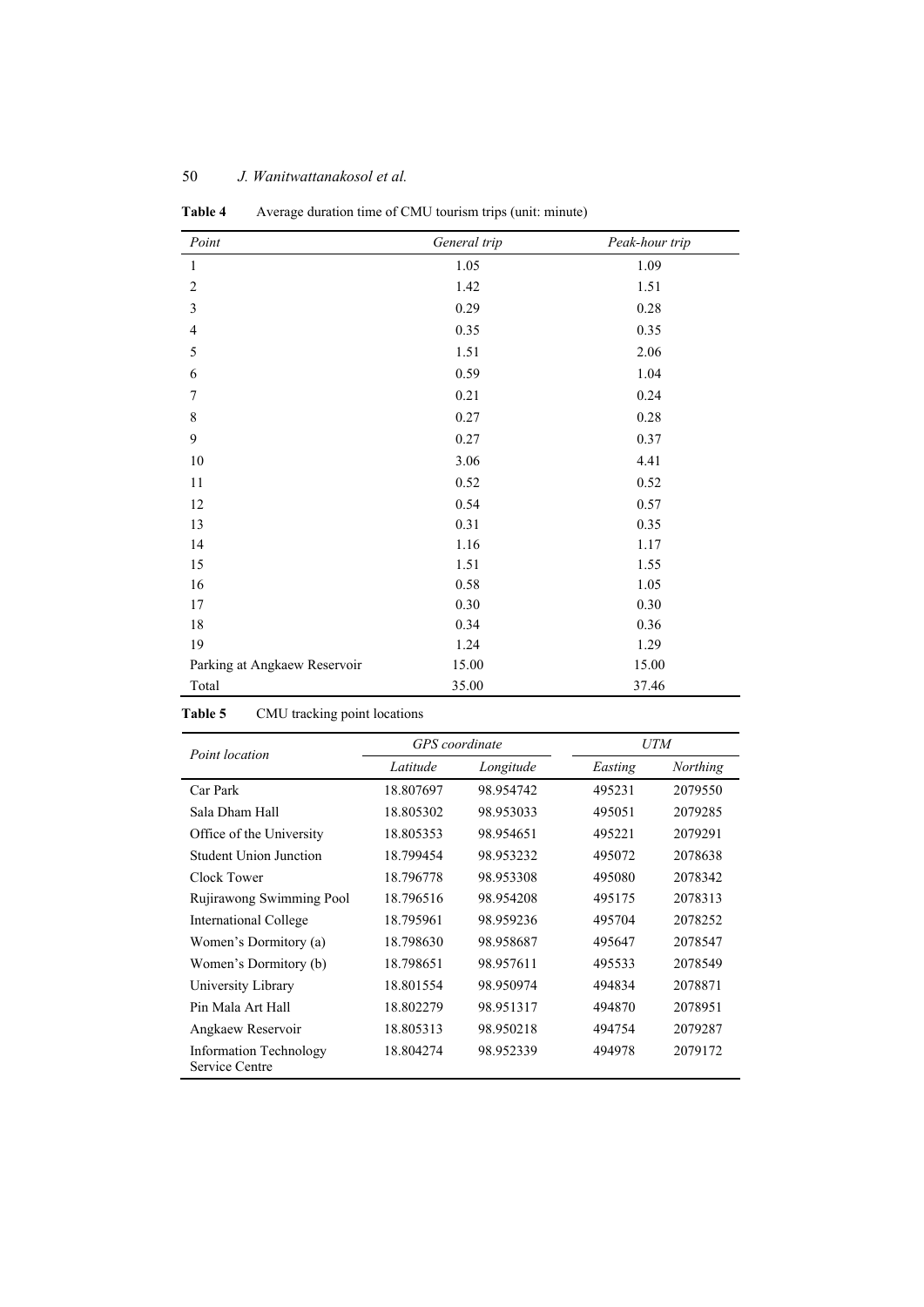**Table 4** Average duration time of CMU tourism trips (unit: minute)

| *Point* | *General trip* | *Peak-hour trip* |
|---|---|---|
| 1 | 1.05 | 1.09 |
| 2 | 1.42 | 1.51 |
| 3 | 0.29 | 0.28 |
| 4 | 0.35 | 0.35 |
| 5 | 1.51 | 2.06 |
| 6 | 0.59 | 1.04 |
| 7 | 0.21 | 0.24 |
| 8 | 0.27 | 0.28 |
| 9 | 0.27 | 0.37 |
| 10 | 3.06 | 4.41 |
| 11 | 0.52 | 0.52 |
| 12 | 0.54 | 0.57 |
| 13 | 0.31 | 0.35 |
| 14 | 1.16 | 1.17 |
| 15 | 1.51 | 1.55 |
| 16 | 0.58 | 1.05 |
| 17 | 0.30 | 0.30 |
| 18 | 0.34 | 0.36 |
| 19 | 1.24 | 1.29 |
| Parking at Angkaew Reservoir | 15.00 | 15.00 |
| Total | 35.00 | 37.46 |

**Table 5** CMU tracking point locations

| *Point location* | *GPS coordinate* | | *UTM* | |
|---|---|---|---|---|
| | *Latitude* | *Longitude* | *Easting* | *Northing* |
| Car Park | 18.807697 | 98.954742 | 495231 | 2079550 |
| Sala Dham Hall | 18.805302 | 98.953033 | 495051 | 2079285 |
| Office of the University | 18.805353 | 98.954651 | 495221 | 2079291 |
| Student Union Junction | 18.799454 | 98.953232 | 495072 | 2078638 |
| Clock Tower | 18.796778 | 98.953308 | 495080 | 2078342 |
| Rujirawong Swimming Pool | 18.796516 | 98.954208 | 495175 | 2078313 |
| International College | 18.795961 | 98.959236 | 495704 | 2078252 |
| Women's Dormitory (a) | 18.798630 | 98.958687 | 495647 | 2078547 |
| Women's Dormitory (b) | 18.798651 | 98.957611 | 495533 | 2078549 |
| University Library | 18.801554 | 98.950974 | 494834 | 2078871 |
| Pin Mala Art Hall | 18.802279 | 98.951317 | 494870 | 2078951 |
| Angkaew Reservoir | 18.805313 | 98.950218 | 494754 | 2079287 |
| Information Technology Service Centre | 18.804274 | 98.952339 | 494978 | 2079172 |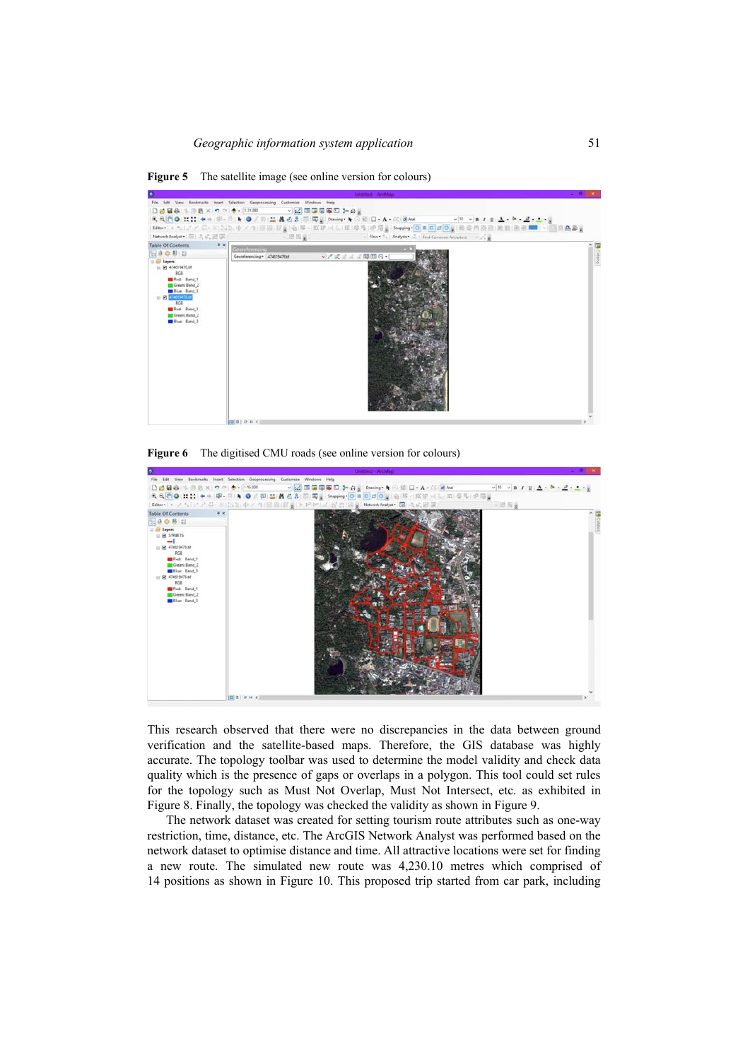**Figure 5** The satellite image (see online version for colours)

**Figure 6** The digitised CMU roads (see online version for colours)

This research observed that there were no discrepancies in the data between ground verification and the satellite-based maps. Therefore, the GIS database was highly accurate. The topology toolbar was used to determine the model validity and check data quality which is the presence of gaps or overlaps in a polygon. This tool could set rules for the topology such as Must Not Overlap, Must Not Intersect, etc. as exhibited in Figure 8. Finally, the topology was checked the validity as shown in Figure 9.

The network dataset was created for setting tourism route attributes such as one-way restriction, time, distance, etc. The ArcGIS Network Analyst was performed based on the network dataset to optimise distance and time. All attractive locations were set for finding a new route. The simulated new route was 4,230.10 metres which comprised of 14 positions as shown in Figure 10. This proposed trip started from car park, including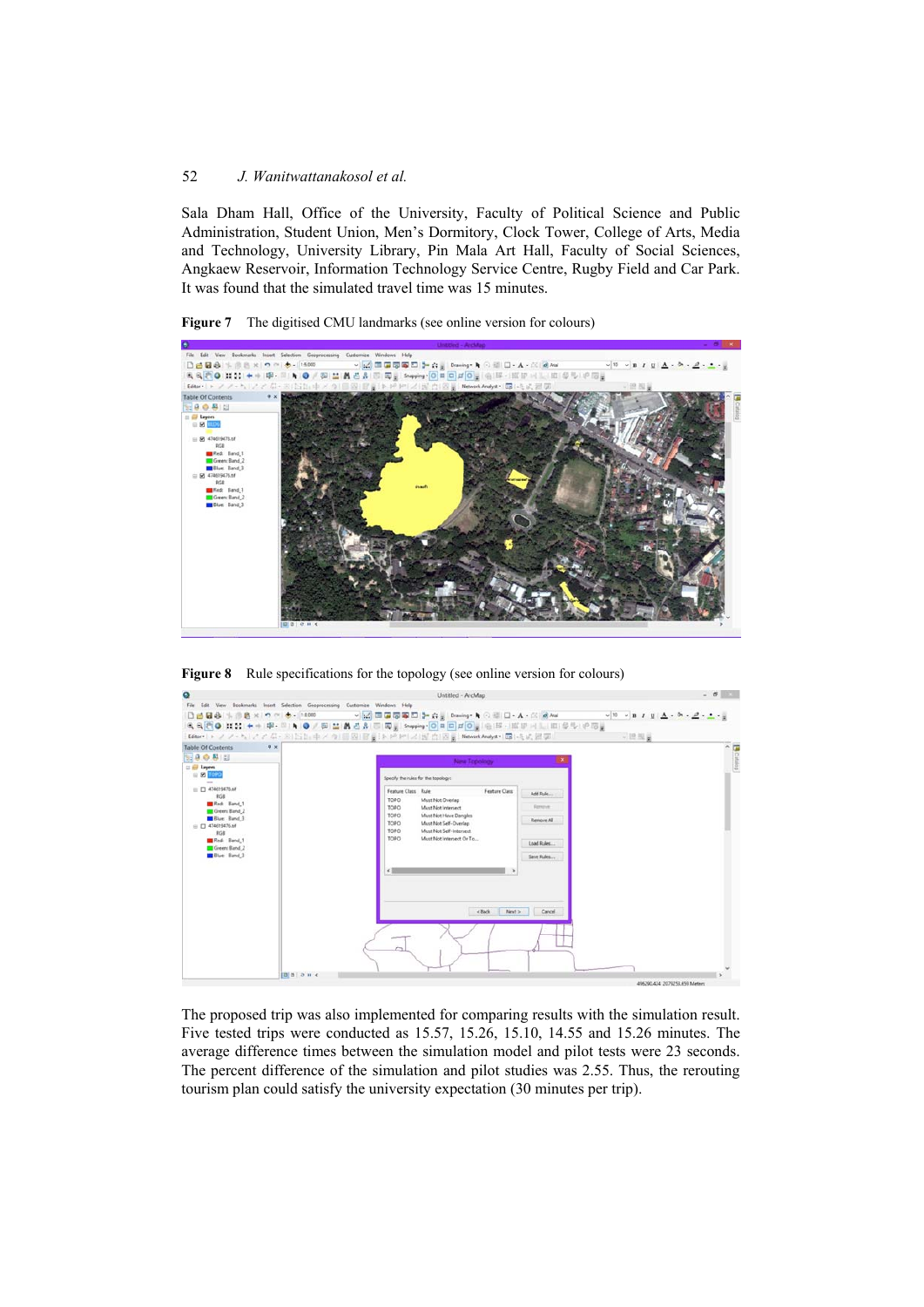Sala Dham Hall, Office of the University, Faculty of Political Science and Public Administration, Student Union, Men's Dormitory, Clock Tower, College of Arts, Media and Technology, University Library, Pin Mala Art Hall, Faculty of Social Sciences, Angkaew Reservoir, Information Technology Service Centre, Rugby Field and Car Park. It was found that the simulated travel time was 15 minutes.

**Figure 7** The digitised CMU landmarks (see online version for colours)

**Figure 8** Rule specifications for the topology (see online version for colours)

The proposed trip was also implemented for comparing results with the simulation result. Five tested trips were conducted as 15.57, 15.26, 15.10, 14.55 and 15.26 minutes. The average difference times between the simulation model and pilot tests were 23 seconds. The percent difference of the simulation and pilot studies was 2.55. Thus, the rerouting tourism plan could satisfy the university expectation (30 minutes per trip).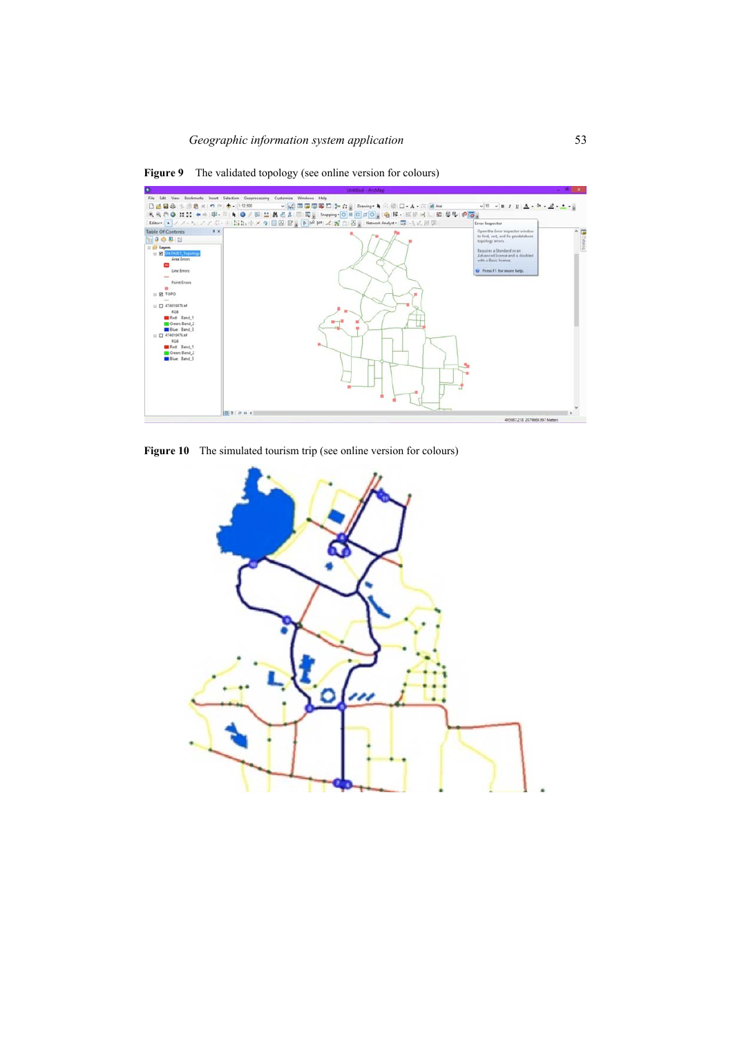**Figure 9** The validated topology (see online version for colours)

**Figure 10** The simulated tourism trip (see online version for colours)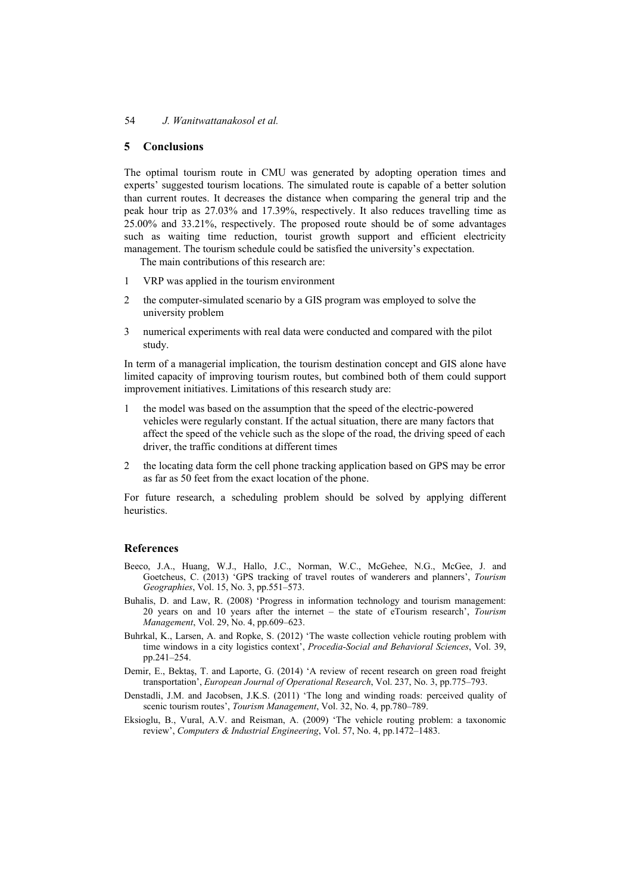## 5 Conclusions

The optimal tourism route in CMU was generated by adopting operation times and experts' suggested tourism locations. The simulated route is capable of a better solution than current routes. It decreases the distance when comparing the general trip and the peak hour trip as 27.03% and 17.39%, respectively. It also reduces travelling time as 25.00% and 33.21%, respectively. The proposed route should be of some advantages such as waiting time reduction, tourist growth support and efficient electricity management. The tourism schedule could be satisfied the university's expectation.

The main contributions of this research are:

1. VRP was applied in the tourism environment
2. the computer-simulated scenario by a GIS program was employed to solve the university problem
3. numerical experiments with real data were conducted and compared with the pilot study.

In term of a managerial implication, the tourism destination concept and GIS alone have limited capacity of improving tourism routes, but combined both of them could support improvement initiatives. Limitations of this research study are:

1. the model was based on the assumption that the speed of the electric-powered vehicles were regularly constant. If the actual situation, there are many factors that affect the speed of the vehicle such as the slope of the road, the driving speed of each driver, the traffic conditions at different times
2. the locating data form the cell phone tracking application based on GPS may be error as far as 50 feet from the exact location of the phone.

For future research, a scheduling problem should be solved by applying different heuristics.

## References

Beeco, J.A., Huang, W.J., Hallo, J.C., Norman, W.C., McGehee, N.G., McGee, J. and Goetcheus, C. (2013) 'GPS tracking of travel routes of wanderers and planners', *Tourism Geographies*, Vol. 15, No. 3, pp.551–573.

Buhalis, D. and Law, R. (2008) 'Progress in information technology and tourism management: 20 years on and 10 years after the internet – the state of eTourism research', *Tourism Management*, Vol. 29, No. 4, pp.609–623.

Buhrkal, K., Larsen, A. and Ropke, S. (2012) 'The waste collection vehicle routing problem with time windows in a city logistics context', *Procedia-Social and Behavioral Sciences*, Vol. 39, pp.241–254.

Demir, E., Bektaş, T. and Laporte, G. (2014) 'A review of recent research on green road freight transportation', *European Journal of Operational Research*, Vol. 237, No. 3, pp.775–793.

Denstadli, J.M. and Jacobsen, J.K.S. (2011) 'The long and winding roads: perceived quality of scenic tourism routes', *Tourism Management*, Vol. 32, No. 4, pp.780–789.

Eksioglu, B., Vural, A.V. and Reisman, A. (2009) 'The vehicle routing problem: a taxonomic review', *Computers & Industrial Engineering*, Vol. 57, No. 4, pp.1472–1483.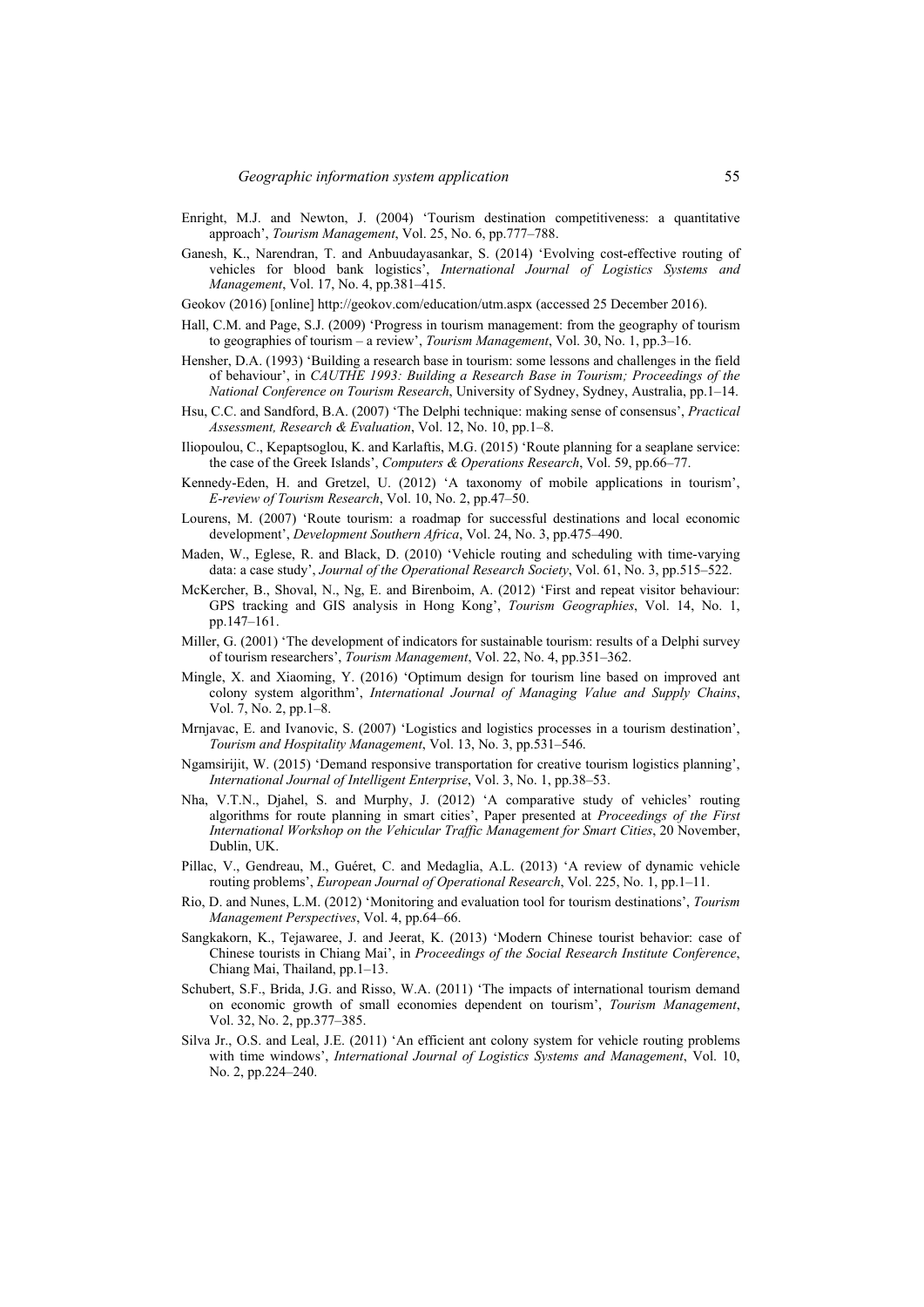Enright, M.J. and Newton, J. (2004) 'Tourism destination competitiveness: a quantitative approach', *Tourism Management*, Vol. 25, No. 6, pp.777–788.

Ganesh, K., Narendran, T. and Anbuudayasankar, S. (2014) 'Evolving cost-effective routing of vehicles for blood bank logistics', *International Journal of Logistics Systems and Management*, Vol. 17, No. 4, pp.381–415.

Geokov (2016) [online] http://geokov.com/education/utm.aspx (accessed 25 December 2016).

Hall, C.M. and Page, S.J. (2009) 'Progress in tourism management: from the geography of tourism to geographies of tourism – a review', *Tourism Management*, Vol. 30, No. 1, pp.3–16.

Hensher, D.A. (1993) 'Building a research base in tourism: some lessons and challenges in the field of behaviour', in *CAUTHE 1993: Building a Research Base in Tourism; Proceedings of the National Conference on Tourism Research*, University of Sydney, Sydney, Australia, pp.1–14.

Hsu, C.C. and Sandford, B.A. (2007) 'The Delphi technique: making sense of consensus', *Practical Assessment, Research & Evaluation*, Vol. 12, No. 10, pp.1–8.

Iliopoulou, C., Kepaptsoglou, K. and Karlaftis, M.G. (2015) 'Route planning for a seaplane service: the case of the Greek Islands', *Computers & Operations Research*, Vol. 59, pp.66–77.

Kennedy-Eden, H. and Gretzel, U. (2012) 'A taxonomy of mobile applications in tourism', *E-review of Tourism Research*, Vol. 10, No. 2, pp.47–50.

Lourens, M. (2007) 'Route tourism: a roadmap for successful destinations and local economic development', *Development Southern Africa*, Vol. 24, No. 3, pp.475–490.

Maden, W., Eglese, R. and Black, D. (2010) 'Vehicle routing and scheduling with time-varying data: a case study', *Journal of the Operational Research Society*, Vol. 61, No. 3, pp.515–522.

McKercher, B., Shoval, N., Ng, E. and Birenboim, A. (2012) 'First and repeat visitor behaviour: GPS tracking and GIS analysis in Hong Kong', *Tourism Geographies*, Vol. 14, No. 1, pp.147–161.

Miller, G. (2001) 'The development of indicators for sustainable tourism: results of a Delphi survey of tourism researchers', *Tourism Management*, Vol. 22, No. 4, pp.351–362.

Mingle, X. and Xiaoming, Y. (2016) 'Optimum design for tourism line based on improved ant colony system algorithm', *International Journal of Managing Value and Supply Chains*, Vol. 7, No. 2, pp.1–8.

Mrnjavac, E. and Ivanovic, S. (2007) 'Logistics and logistics processes in a tourism destination', *Tourism and Hospitality Management*, Vol. 13, No. 3, pp.531–546.

Ngamsirijit, W. (2015) 'Demand responsive transportation for creative tourism logistics planning', *International Journal of Intelligent Enterprise*, Vol. 3, No. 1, pp.38–53.

Nha, V.T.N., Djahel, S. and Murphy, J. (2012) 'A comparative study of vehicles' routing algorithms for route planning in smart cities', Paper presented at *Proceedings of the First International Workshop on the Vehicular Traffic Management for Smart Cities*, 20 November, Dublin, UK.

Pillac, V., Gendreau, M., Guéret, C. and Medaglia, A.L. (2013) 'A review of dynamic vehicle routing problems', *European Journal of Operational Research*, Vol. 225, No. 1, pp.1–11.

Rio, D. and Nunes, L.M. (2012) 'Monitoring and evaluation tool for tourism destinations', *Tourism Management Perspectives*, Vol. 4, pp.64–66.

Sangkakorn, K., Tejawaree, J. and Jeerat, K. (2013) 'Modern Chinese tourist behavior: case of Chinese tourists in Chiang Mai', in *Proceedings of the Social Research Institute Conference*, Chiang Mai, Thailand, pp.1–13.

Schubert, S.F., Brida, J.G. and Risso, W.A. (2011) 'The impacts of international tourism demand on economic growth of small economies dependent on tourism', *Tourism Management*, Vol. 32, No. 2, pp.377–385.

Silva Jr., O.S. and Leal, J.E. (2011) 'An efficient ant colony system for vehicle routing problems with time windows', *International Journal of Logistics Systems and Management*, Vol. 10, No. 2, pp.224–240.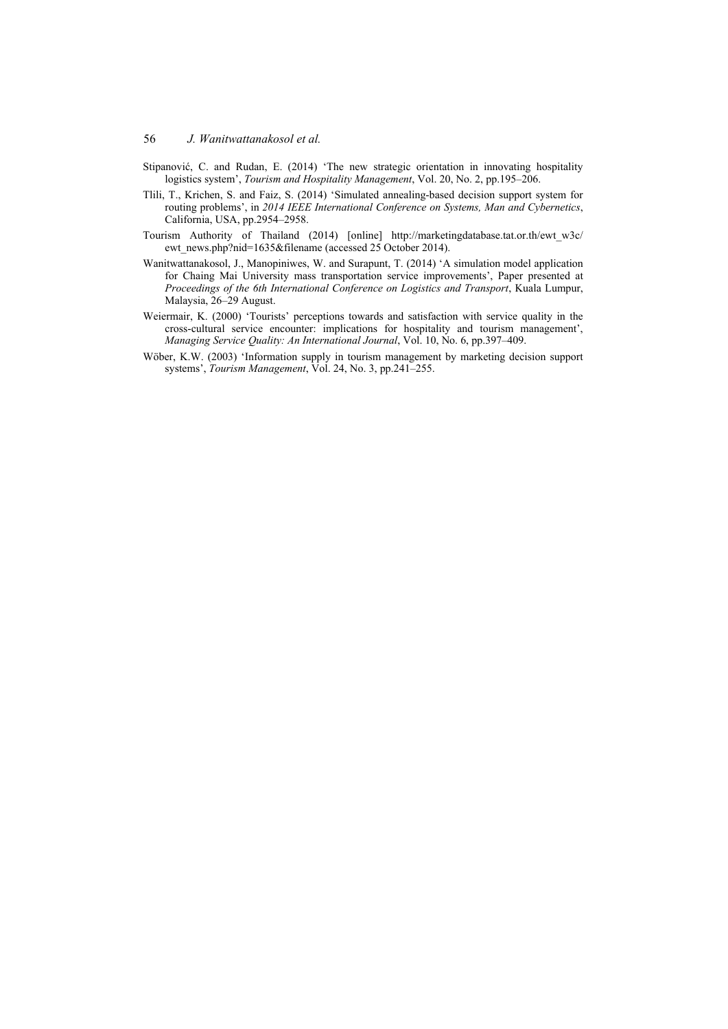Stipanović, C. and Rudan, E. (2014) 'The new strategic orientation in innovating hospitality logistics system', *Tourism and Hospitality Management*, Vol. 20, No. 2, pp.195–206.

Tlili, T., Krichen, S. and Faiz, S. (2014) 'Simulated annealing-based decision support system for routing problems', in *2014 IEEE International Conference on Systems, Man and Cybernetics*, California, USA, pp.2954–2958.

Tourism Authority of Thailand (2014) [online] http://marketingdatabase.tat.or.th/ewt_w3c/ewt_news.php?nid=1635&filename (accessed 25 October 2014).

Wanitwattanakosol, J., Manopiniwes, W. and Surapunt, T. (2014) 'A simulation model application for Chaing Mai University mass transportation service improvements', Paper presented at *Proceedings of the 6th International Conference on Logistics and Transport*, Kuala Lumpur, Malaysia, 26–29 August.

Weiermair, K. (2000) 'Tourists' perceptions towards and satisfaction with service quality in the cross-cultural service encounter: implications for hospitality and tourism management', *Managing Service Quality: An International Journal*, Vol. 10, No. 6, pp.397–409.

Wöber, K.W. (2003) 'Information supply in tourism management by marketing decision support systems', *Tourism Management*, Vol. 24, No. 3, pp.241–255.